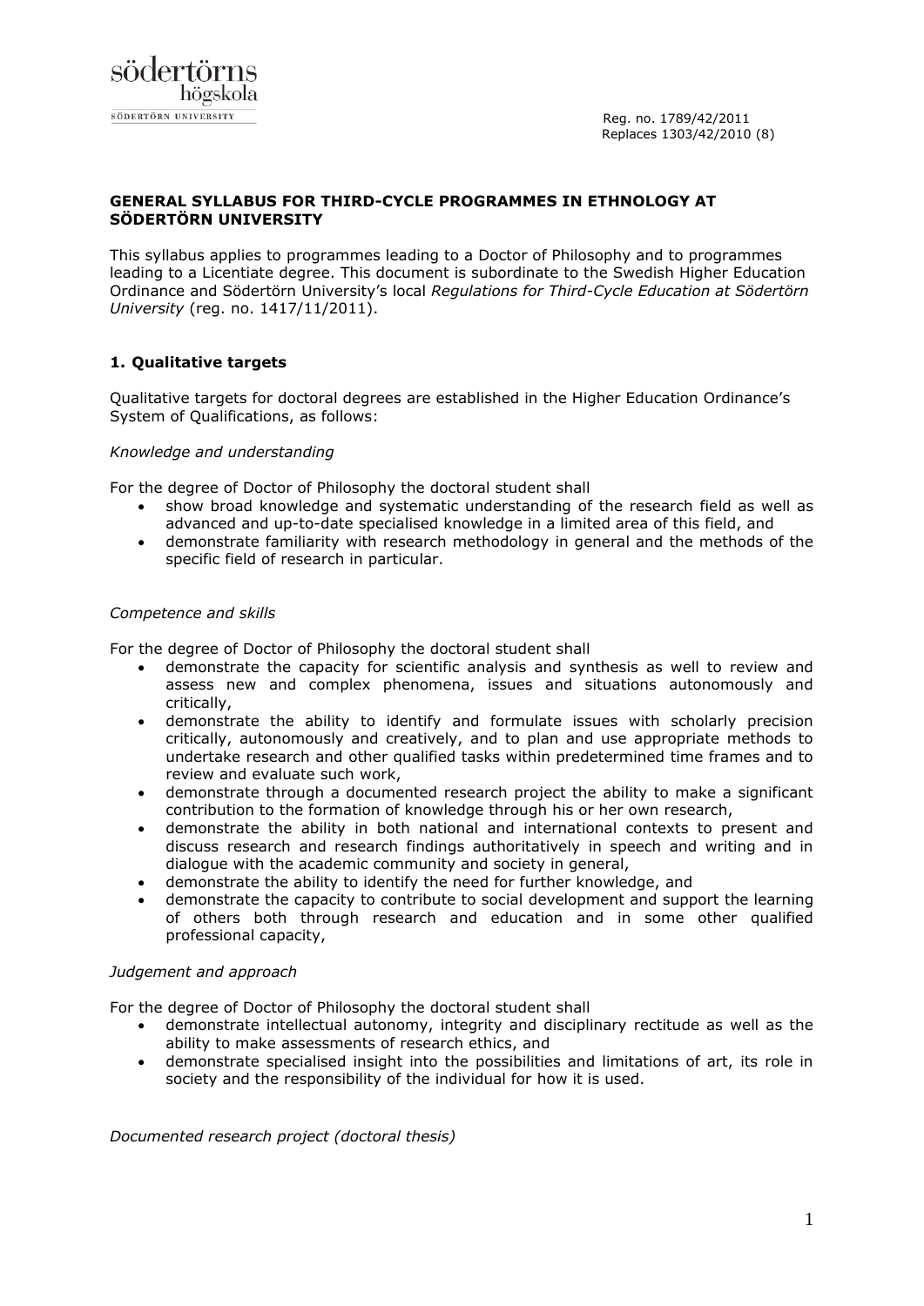Reg. no. 1789/42/2011
Replaces 1303/42/2010 (8)

**GENERAL SYLLABUS FOR THIRD-CYCLE PROGRAMMES IN ETHNOLOGY AT SÖDERTÖRN UNIVERSITY**

This syllabus applies to programmes leading to a Doctor of Philosophy and to programmes leading to a Licentiate degree. This document is subordinate to the Swedish Higher Education Ordinance and Södertörn University's local *Regulations for Third-Cycle Education at Södertörn University* (reg. no. 1417/11/2011).

## 1. Qualitative targets

Qualitative targets for doctoral degrees are established in the Higher Education Ordinance's System of Qualifications, as follows:

*Knowledge and understanding*

For the degree of Doctor of Philosophy the doctoral student shall

- show broad knowledge and systematic understanding of the research field as well as advanced and up-to-date specialised knowledge in a limited area of this field, and
- demonstrate familiarity with research methodology in general and the methods of the specific field of research in particular.

*Competence and skills*

For the degree of Doctor of Philosophy the doctoral student shall

- demonstrate the capacity for scientific analysis and synthesis as well to review and assess new and complex phenomena, issues and situations autonomously and critically,
- demonstrate the ability to identify and formulate issues with scholarly precision critically, autonomously and creatively, and to plan and use appropriate methods to undertake research and other qualified tasks within predetermined time frames and to review and evaluate such work,
- demonstrate through a documented research project the ability to make a significant contribution to the formation of knowledge through his or her own research,
- demonstrate the ability in both national and international contexts to present and discuss research and research findings authoritatively in speech and writing and in dialogue with the academic community and society in general,
- demonstrate the ability to identify the need for further knowledge, and
- demonstrate the capacity to contribute to social development and support the learning of others both through research and education and in some other qualified professional capacity,

*Judgement and approach*

For the degree of Doctor of Philosophy the doctoral student shall

- demonstrate intellectual autonomy, integrity and disciplinary rectitude as well as the ability to make assessments of research ethics, and
- demonstrate specialised insight into the possibilities and limitations of art, its role in society and the responsibility of the individual for how it is used.

*Documented research project (doctoral thesis)*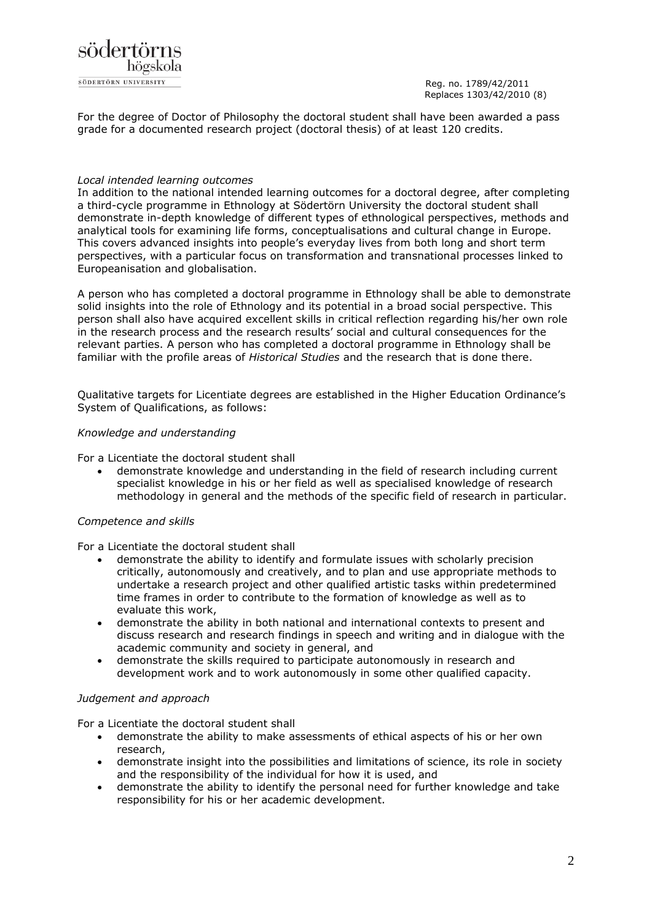For the degree of Doctor of Philosophy the doctoral student shall have been awarded a pass grade for a documented research project (doctoral thesis) of at least 120 credits.

*Local intended learning outcomes*

In addition to the national intended learning outcomes for a doctoral degree, after completing a third-cycle programme in Ethnology at Södertörn University the doctoral student shall demonstrate in-depth knowledge of different types of ethnological perspectives, methods and analytical tools for examining life forms, conceptualisations and cultural change in Europe. This covers advanced insights into people's everyday lives from both long and short term perspectives, with a particular focus on transformation and transnational processes linked to Europeanisation and globalisation.

A person who has completed a doctoral programme in Ethnology shall be able to demonstrate solid insights into the role of Ethnology and its potential in a broad social perspective. This person shall also have acquired excellent skills in critical reflection regarding his/her own role in the research process and the research results' social and cultural consequences for the relevant parties. A person who has completed a doctoral programme in Ethnology shall be familiar with the profile areas of *Historical Studies* and the research that is done there.

Qualitative targets for Licentiate degrees are established in the Higher Education Ordinance's System of Qualifications, as follows:

*Knowledge and understanding*

For a Licentiate the doctoral student shall

- demonstrate knowledge and understanding in the field of research including current specialist knowledge in his or her field as well as specialised knowledge of research methodology in general and the methods of the specific field of research in particular.

*Competence and skills*

For a Licentiate the doctoral student shall

- demonstrate the ability to identify and formulate issues with scholarly precision critically, autonomously and creatively, and to plan and use appropriate methods to undertake a research project and other qualified artistic tasks within predetermined time frames in order to contribute to the formation of knowledge as well as to evaluate this work,
- demonstrate the ability in both national and international contexts to present and discuss research and research findings in speech and writing and in dialogue with the academic community and society in general, and
- demonstrate the skills required to participate autonomously in research and development work and to work autonomously in some other qualified capacity.

*Judgement and approach*

For a Licentiate the doctoral student shall

- demonstrate the ability to make assessments of ethical aspects of his or her own research,
- demonstrate insight into the possibilities and limitations of science, its role in society and the responsibility of the individual for how it is used, and
- demonstrate the ability to identify the personal need for further knowledge and take responsibility for his or her academic development.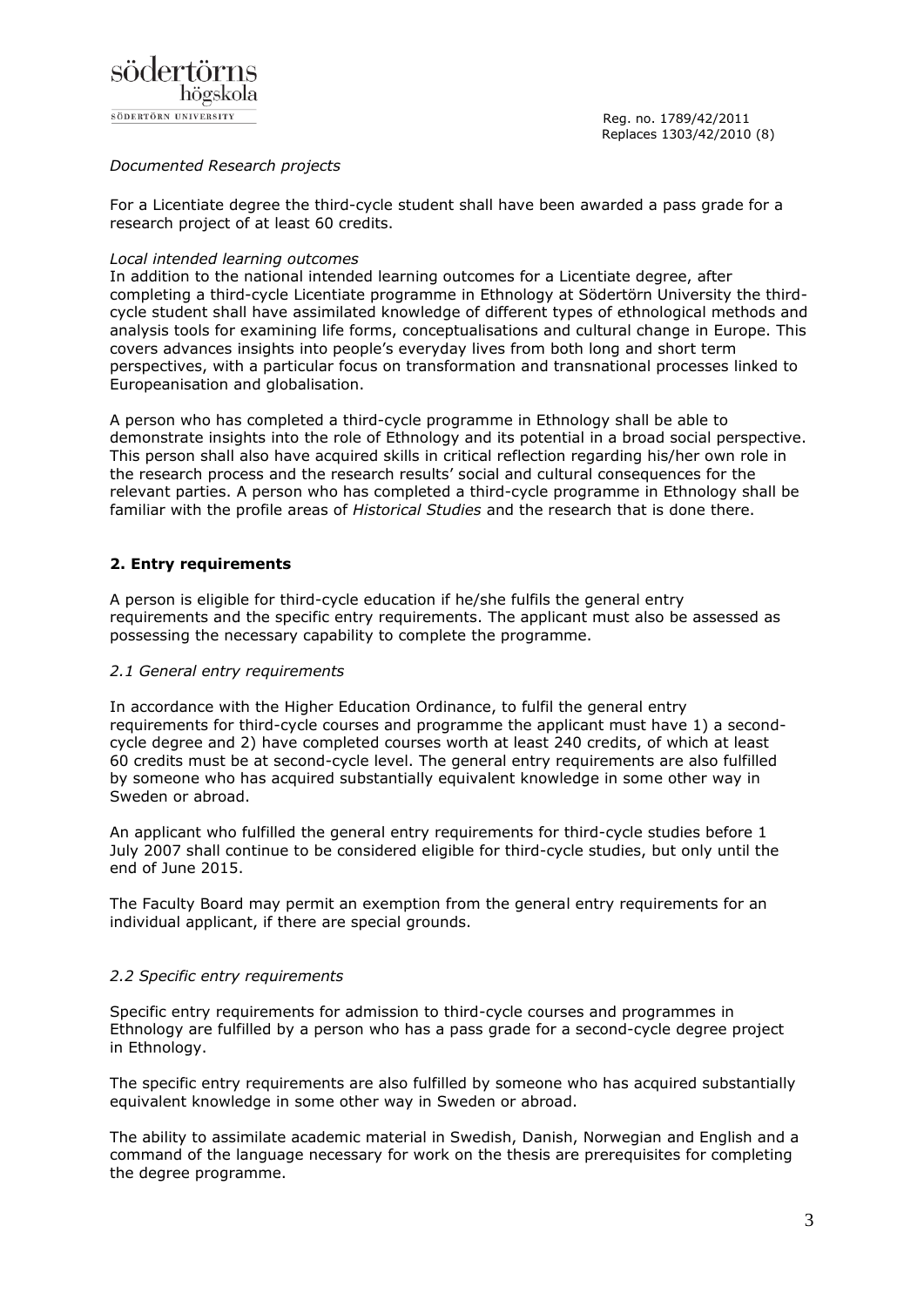*Documented Research projects*

For a Licentiate degree the third-cycle student shall have been awarded a pass grade for a research project of at least 60 credits.

*Local intended learning outcomes*

In addition to the national intended learning outcomes for a Licentiate degree, after completing a third-cycle Licentiate programme in Ethnology at Södertörn University the third-cycle student shall have assimilated knowledge of different types of ethnological methods and analysis tools for examining life forms, conceptualisations and cultural change in Europe. This covers advances insights into people's everyday lives from both long and short term perspectives, with a particular focus on transformation and transnational processes linked to Europeanisation and globalisation.

A person who has completed a third-cycle programme in Ethnology shall be able to demonstrate insights into the role of Ethnology and its potential in a broad social perspective. This person shall also have acquired skills in critical reflection regarding his/her own role in the research process and the research results' social and cultural consequences for the relevant parties. A person who has completed a third-cycle programme in Ethnology shall be familiar with the profile areas of *Historical Studies* and the research that is done there.

## 2. Entry requirements

A person is eligible for third-cycle education if he/she fulfils the general entry requirements and the specific entry requirements. The applicant must also be assessed as possessing the necessary capability to complete the programme.

### *2.1 General entry requirements*

In accordance with the Higher Education Ordinance, to fulfil the general entry requirements for third-cycle courses and programme the applicant must have 1) a second-cycle degree and 2) have completed courses worth at least 240 credits, of which at least 60 credits must be at second-cycle level. The general entry requirements are also fulfilled by someone who has acquired substantially equivalent knowledge in some other way in Sweden or abroad.

An applicant who fulfilled the general entry requirements for third-cycle studies before 1 July 2007 shall continue to be considered eligible for third-cycle studies, but only until the end of June 2015.

The Faculty Board may permit an exemption from the general entry requirements for an individual applicant, if there are special grounds.

### *2.2 Specific entry requirements*

Specific entry requirements for admission to third-cycle courses and programmes in Ethnology are fulfilled by a person who has a pass grade for a second-cycle degree project in Ethnology.

The specific entry requirements are also fulfilled by someone who has acquired substantially equivalent knowledge in some other way in Sweden or abroad.

The ability to assimilate academic material in Swedish, Danish, Norwegian and English and a command of the language necessary for work on the thesis are prerequisites for completing the degree programme.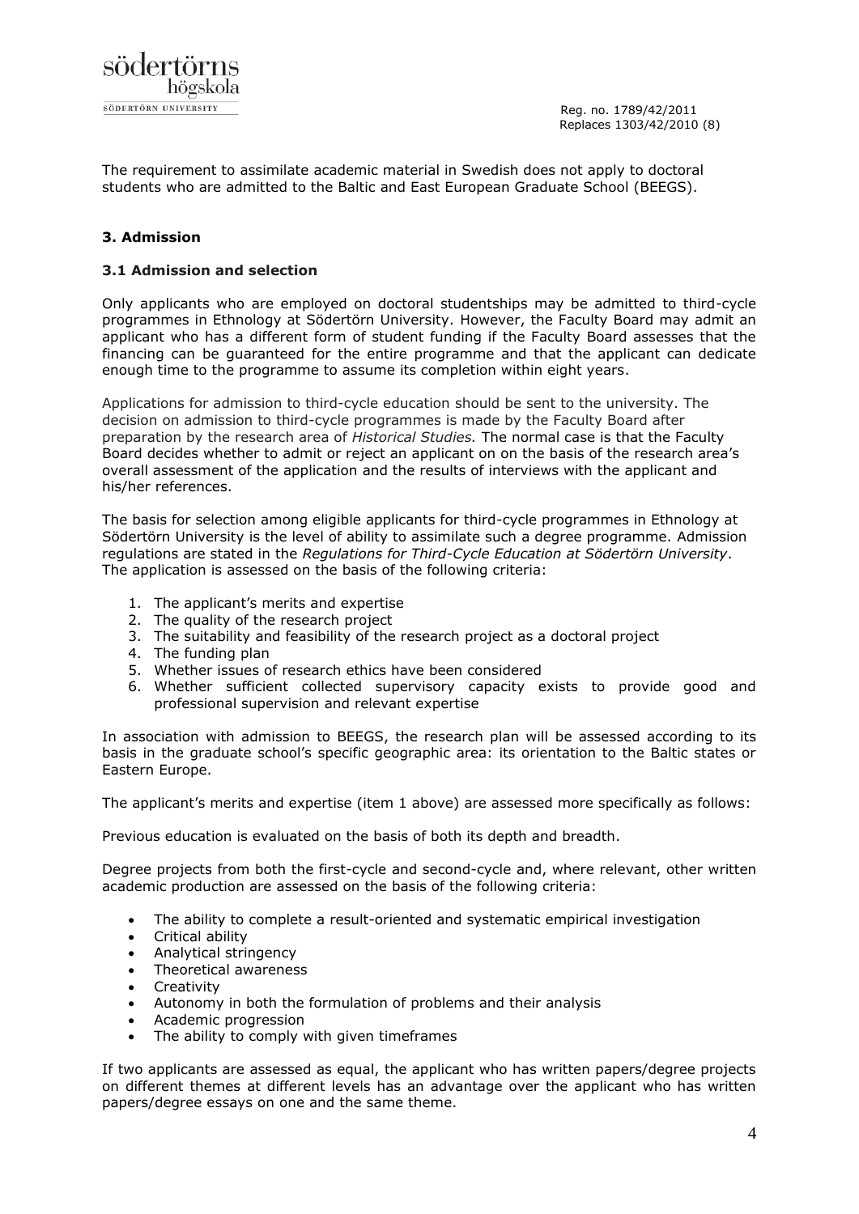The requirement to assimilate academic material in Swedish does not apply to doctoral students who are admitted to the Baltic and East European Graduate School (BEEGS).

## 3. Admission

### 3.1 Admission and selection

Only applicants who are employed on doctoral studentships may be admitted to third-cycle programmes in Ethnology at Södertörn University. However, the Faculty Board may admit an applicant who has a different form of student funding if the Faculty Board assesses that the financing can be guaranteed for the entire programme and that the applicant can dedicate enough time to the programme to assume its completion within eight years.

Applications for admission to third-cycle education should be sent to the university. The decision on admission to third-cycle programmes is made by the Faculty Board after preparation by the research area of *Historical Studies.* The normal case is that the Faculty Board decides whether to admit or reject an applicant on on the basis of the research area's overall assessment of the application and the results of interviews with the applicant and his/her references.

The basis for selection among eligible applicants for third-cycle programmes in Ethnology at Södertörn University is the level of ability to assimilate such a degree programme. Admission regulations are stated in the *Regulations for Third-Cycle Education at Södertörn University*. The application is assessed on the basis of the following criteria:

1. The applicant's merits and expertise
2. The quality of the research project
3. The suitability and feasibility of the research project as a doctoral project
4. The funding plan
5. Whether issues of research ethics have been considered
6. Whether sufficient collected supervisory capacity exists to provide good and professional supervision and relevant expertise

In association with admission to BEEGS, the research plan will be assessed according to its basis in the graduate school's specific geographic area: its orientation to the Baltic states or Eastern Europe.

The applicant's merits and expertise (item 1 above) are assessed more specifically as follows:

Previous education is evaluated on the basis of both its depth and breadth.

Degree projects from both the first-cycle and second-cycle and, where relevant, other written academic production are assessed on the basis of the following criteria:

- The ability to complete a result-oriented and systematic empirical investigation
- Critical ability
- Analytical stringency
- Theoretical awareness
- Creativity
- Autonomy in both the formulation of problems and their analysis
- Academic progression
- The ability to comply with given timeframes

If two applicants are assessed as equal, the applicant who has written papers/degree projects on different themes at different levels has an advantage over the applicant who has written papers/degree essays on one and the same theme.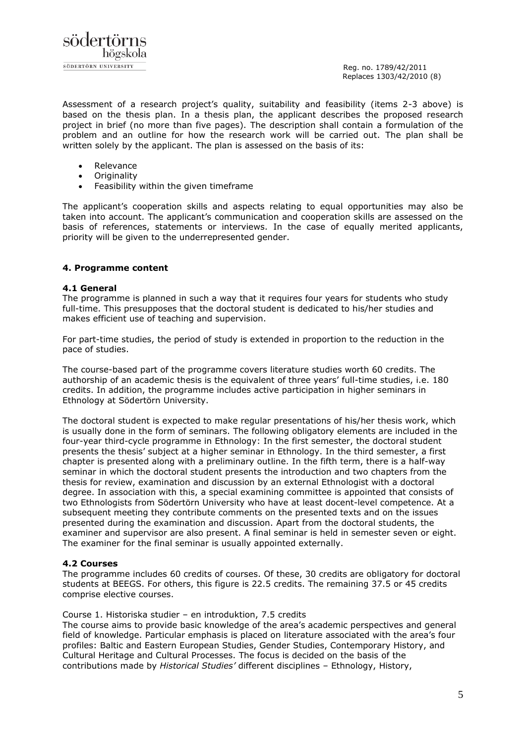Assessment of a research project's quality, suitability and feasibility (items 2-3 above) is based on the thesis plan. In a thesis plan, the applicant describes the proposed research project in brief (no more than five pages). The description shall contain a formulation of the problem and an outline for how the research work will be carried out. The plan shall be written solely by the applicant. The plan is assessed on the basis of its:

- Relevance
- Originality
- Feasibility within the given timeframe

The applicant's cooperation skills and aspects relating to equal opportunities may also be taken into account. The applicant's communication and cooperation skills are assessed on the basis of references, statements or interviews. In the case of equally merited applicants, priority will be given to the underrepresented gender.

## 4. Programme content

### 4.1 General

The programme is planned in such a way that it requires four years for students who study full-time. This presupposes that the doctoral student is dedicated to his/her studies and makes efficient use of teaching and supervision.

For part-time studies, the period of study is extended in proportion to the reduction in the pace of studies.

The course-based part of the programme covers literature studies worth 60 credits. The authorship of an academic thesis is the equivalent of three years' full-time studies, i.e. 180 credits. In addition, the programme includes active participation in higher seminars in Ethnology at Södertörn University.

The doctoral student is expected to make regular presentations of his/her thesis work, which is usually done in the form of seminars. The following obligatory elements are included in the four-year third-cycle programme in Ethnology: In the first semester, the doctoral student presents the thesis' subject at a higher seminar in Ethnology. In the third semester, a first chapter is presented along with a preliminary outline. In the fifth term, there is a half-way seminar in which the doctoral student presents the introduction and two chapters from the thesis for review, examination and discussion by an external Ethnologist with a doctoral degree. In association with this, a special examining committee is appointed that consists of two Ethnologists from Södertörn University who have at least docent-level competence. At a subsequent meeting they contribute comments on the presented texts and on the issues presented during the examination and discussion. Apart from the doctoral students, the examiner and supervisor are also present. A final seminar is held in semester seven or eight. The examiner for the final seminar is usually appointed externally.

### 4.2 Courses

The programme includes 60 credits of courses. Of these, 30 credits are obligatory for doctoral students at BEEGS. For others, this figure is 22.5 credits. The remaining 37.5 or 45 credits comprise elective courses.

Course 1. Historiska studier – en introduktion, 7.5 credits
The course aims to provide basic knowledge of the area's academic perspectives and general field of knowledge. Particular emphasis is placed on literature associated with the area's four profiles: Baltic and Eastern European Studies, Gender Studies, Contemporary History, and Cultural Heritage and Cultural Processes. The focus is decided on the basis of the contributions made by *Historical Studies'* different disciplines – Ethnology, History,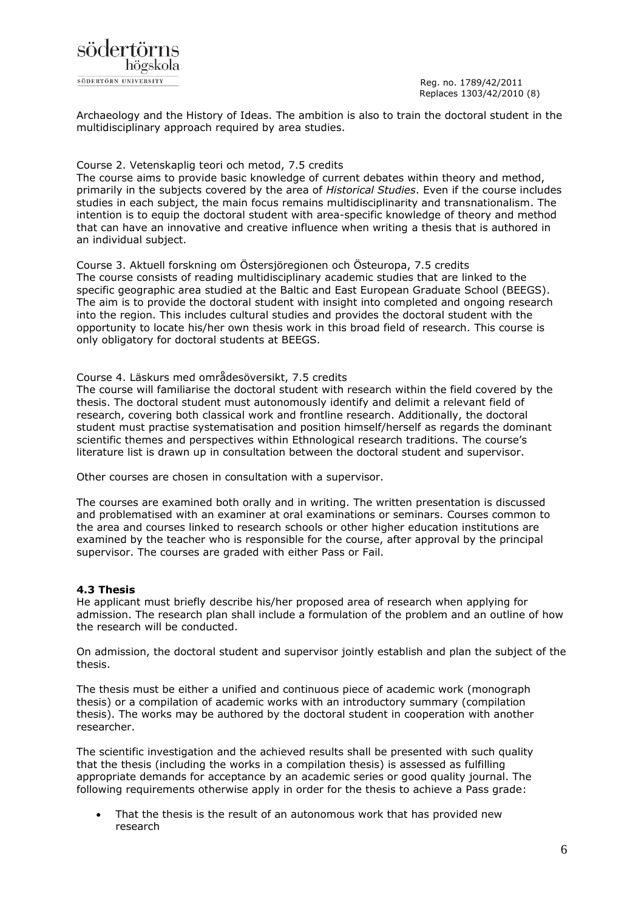Archaeology and the History of Ideas. The ambition is also to train the doctoral student in the multidisciplinary approach required by area studies.

Course 2. Vetenskaplig teori och metod, 7.5 credits
The course aims to provide basic knowledge of current debates within theory and method, primarily in the subjects covered by the area of *Historical Studies*. Even if the course includes studies in each subject, the main focus remains multidisciplinarity and transnationalism. The intention is to equip the doctoral student with area-specific knowledge of theory and method that can have an innovative and creative influence when writing a thesis that is authored in an individual subject.

Course 3. Aktuell forskning om Östersjöregionen och Östeuropa, 7.5 credits
The course consists of reading multidisciplinary academic studies that are linked to the specific geographic area studied at the Baltic and East European Graduate School (BEEGS). The aim is to provide the doctoral student with insight into completed and ongoing research into the region. This includes cultural studies and provides the doctoral student with the opportunity to locate his/her own thesis work in this broad field of research. This course is only obligatory for doctoral students at BEEGS.

Course 4. Läskurs med områdesöversikt, 7.5 credits
The course will familiarise the doctoral student with research within the field covered by the thesis. The doctoral student must autonomously identify and delimit a relevant field of research, covering both classical work and frontline research. Additionally, the doctoral student must practise systematisation and position himself/herself as regards the dominant scientific themes and perspectives within Ethnological research traditions. The course's literature list is drawn up in consultation between the doctoral student and supervisor.

Other courses are chosen in consultation with a supervisor.

The courses are examined both orally and in writing. The written presentation is discussed and problematised with an examiner at oral examinations or seminars. Courses common to the area and courses linked to research schools or other higher education institutions are examined by the teacher who is responsible for the course, after approval by the principal supervisor. The courses are graded with either Pass or Fail.

### 4.3 Thesis

He applicant must briefly describe his/her proposed area of research when applying for admission. The research plan shall include a formulation of the problem and an outline of how the research will be conducted.

On admission, the doctoral student and supervisor jointly establish and plan the subject of the thesis.

The thesis must be either a unified and continuous piece of academic work (monograph thesis) or a compilation of academic works with an introductory summary (compilation thesis). The works may be authored by the doctoral student in cooperation with another researcher.

The scientific investigation and the achieved results shall be presented with such quality that the thesis (including the works in a compilation thesis) is assessed as fulfilling appropriate demands for acceptance by an academic series or good quality journal. The following requirements otherwise apply in order for the thesis to achieve a Pass grade:

- That the thesis is the result of an autonomous work that has provided new research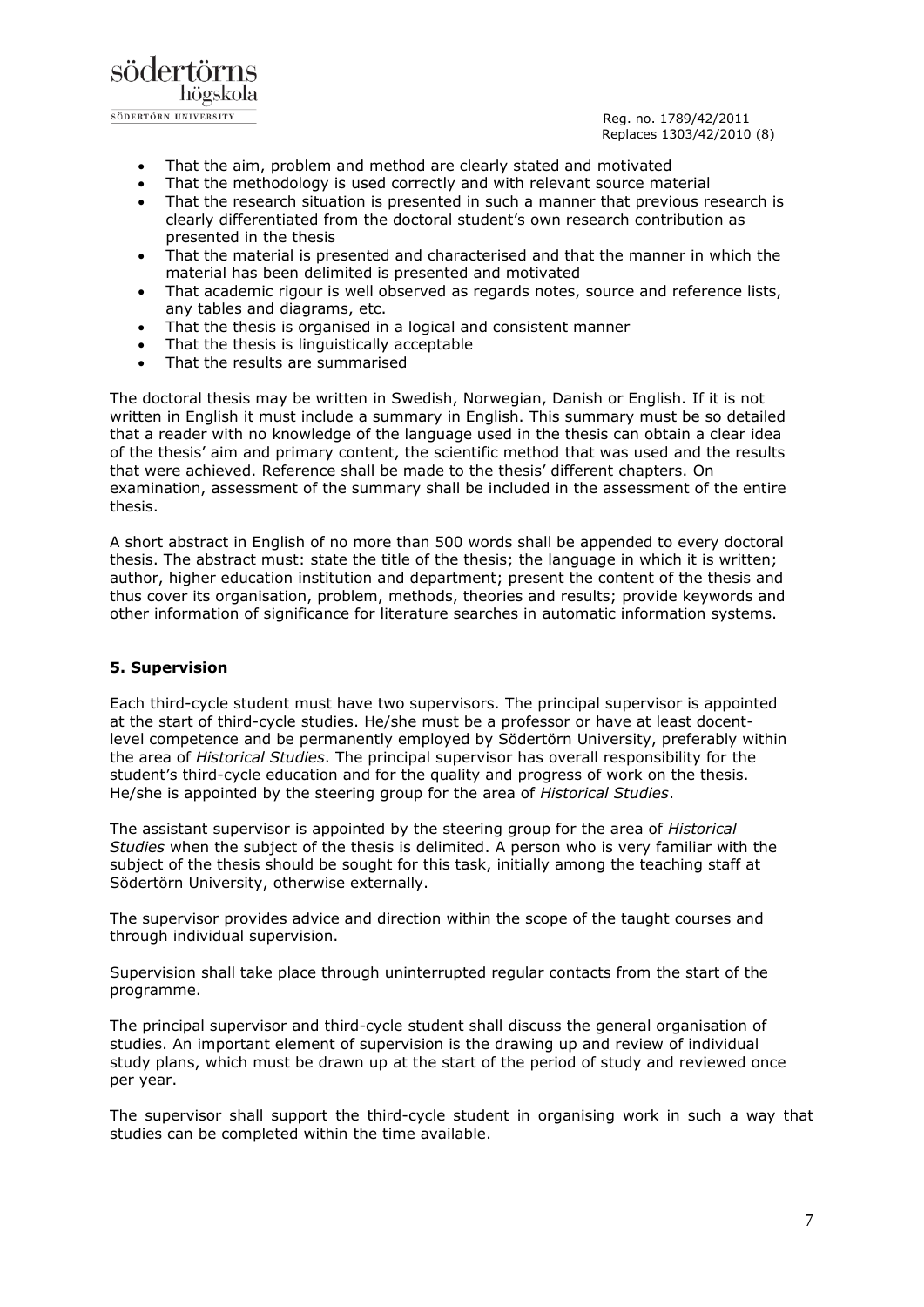- That the aim, problem and method are clearly stated and motivated
- That the methodology is used correctly and with relevant source material
- That the research situation is presented in such a manner that previous research is clearly differentiated from the doctoral student's own research contribution as presented in the thesis
- That the material is presented and characterised and that the manner in which the material has been delimited is presented and motivated
- That academic rigour is well observed as regards notes, source and reference lists, any tables and diagrams, etc.
- That the thesis is organised in a logical and consistent manner
- That the thesis is linguistically acceptable
- That the results are summarised

The doctoral thesis may be written in Swedish, Norwegian, Danish or English. If it is not written in English it must include a summary in English. This summary must be so detailed that a reader with no knowledge of the language used in the thesis can obtain a clear idea of the thesis' aim and primary content, the scientific method that was used and the results that were achieved. Reference shall be made to the thesis' different chapters. On examination, assessment of the summary shall be included in the assessment of the entire thesis.

A short abstract in English of no more than 500 words shall be appended to every doctoral thesis. The abstract must: state the title of the thesis; the language in which it is written; author, higher education institution and department; present the content of the thesis and thus cover its organisation, problem, methods, theories and results; provide keywords and other information of significance for literature searches in automatic information systems.

## 5. Supervision

Each third-cycle student must have two supervisors. The principal supervisor is appointed at the start of third-cycle studies. He/she must be a professor or have at least docent-level competence and be permanently employed by Södertörn University, preferably within the area of *Historical Studies*. The principal supervisor has overall responsibility for the student's third-cycle education and for the quality and progress of work on the thesis. He/she is appointed by the steering group for the area of *Historical Studies*.

The assistant supervisor is appointed by the steering group for the area of *Historical Studies* when the subject of the thesis is delimited. A person who is very familiar with the subject of the thesis should be sought for this task, initially among the teaching staff at Södertörn University, otherwise externally.

The supervisor provides advice and direction within the scope of the taught courses and through individual supervision.

Supervision shall take place through uninterrupted regular contacts from the start of the programme.

The principal supervisor and third-cycle student shall discuss the general organisation of studies. An important element of supervision is the drawing up and review of individual study plans, which must be drawn up at the start of the period of study and reviewed once per year.

The supervisor shall support the third-cycle student in organising work in such a way that studies can be completed within the time available.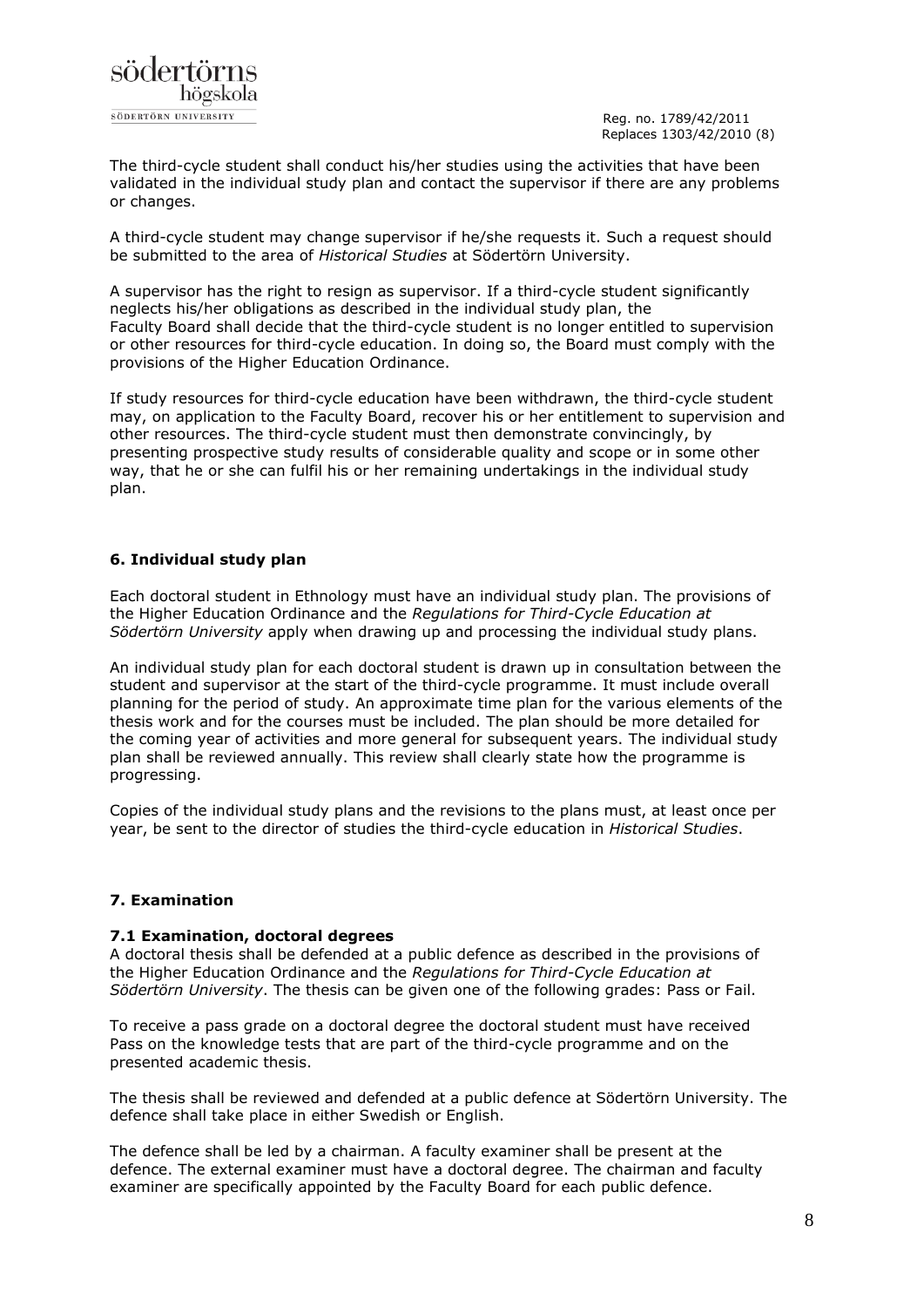The third-cycle student shall conduct his/her studies using the activities that have been validated in the individual study plan and contact the supervisor if there are any problems or changes.

A third-cycle student may change supervisor if he/she requests it. Such a request should be submitted to the area of *Historical Studies* at Södertörn University.

A supervisor has the right to resign as supervisor. If a third-cycle student significantly neglects his/her obligations as described in the individual study plan, the Faculty Board shall decide that the third-cycle student is no longer entitled to supervision or other resources for third-cycle education. In doing so, the Board must comply with the provisions of the Higher Education Ordinance.

If study resources for third-cycle education have been withdrawn, the third-cycle student may, on application to the Faculty Board, recover his or her entitlement to supervision and other resources. The third-cycle student must then demonstrate convincingly, by presenting prospective study results of considerable quality and scope or in some other way, that he or she can fulfil his or her remaining undertakings in the individual study plan.

## 6. Individual study plan

Each doctoral student in Ethnology must have an individual study plan. The provisions of the Higher Education Ordinance and the *Regulations for Third-Cycle Education at Södertörn University* apply when drawing up and processing the individual study plans.

An individual study plan for each doctoral student is drawn up in consultation between the student and supervisor at the start of the third-cycle programme. It must include overall planning for the period of study. An approximate time plan for the various elements of the thesis work and for the courses must be included. The plan should be more detailed for the coming year of activities and more general for subsequent years. The individual study plan shall be reviewed annually. This review shall clearly state how the programme is progressing.

Copies of the individual study plans and the revisions to the plans must, at least once per year, be sent to the director of studies the third-cycle education in *Historical Studies*.

## 7. Examination

### 7.1 Examination, doctoral degrees

A doctoral thesis shall be defended at a public defence as described in the provisions of the Higher Education Ordinance and the *Regulations for Third-Cycle Education at Södertörn University*. The thesis can be given one of the following grades: Pass or Fail.

To receive a pass grade on a doctoral degree the doctoral student must have received Pass on the knowledge tests that are part of the third-cycle programme and on the presented academic thesis.

The thesis shall be reviewed and defended at a public defence at Södertörn University. The defence shall take place in either Swedish or English.

The defence shall be led by a chairman. A faculty examiner shall be present at the defence. The external examiner must have a doctoral degree. The chairman and faculty examiner are specifically appointed by the Faculty Board for each public defence.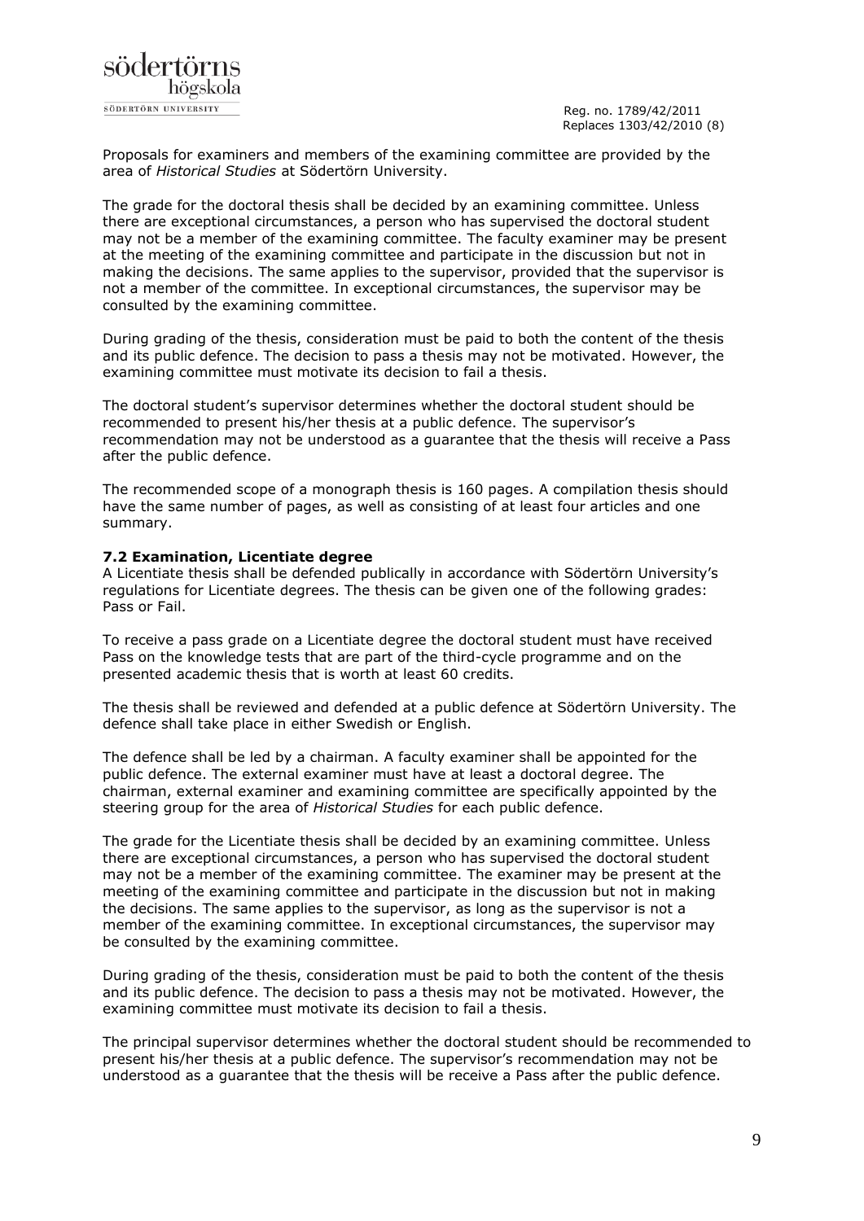Proposals for examiners and members of the examining committee are provided by the area of *Historical Studies* at Södertörn University.

The grade for the doctoral thesis shall be decided by an examining committee. Unless there are exceptional circumstances, a person who has supervised the doctoral student may not be a member of the examining committee. The faculty examiner may be present at the meeting of the examining committee and participate in the discussion but not in making the decisions. The same applies to the supervisor, provided that the supervisor is not a member of the committee. In exceptional circumstances, the supervisor may be consulted by the examining committee.

During grading of the thesis, consideration must be paid to both the content of the thesis and its public defence. The decision to pass a thesis may not be motivated. However, the examining committee must motivate its decision to fail a thesis.

The doctoral student's supervisor determines whether the doctoral student should be recommended to present his/her thesis at a public defence. The supervisor's recommendation may not be understood as a guarantee that the thesis will receive a Pass after the public defence.

The recommended scope of a monograph thesis is 160 pages. A compilation thesis should have the same number of pages, as well as consisting of at least four articles and one summary.

### 7.2 Examination, Licentiate degree

A Licentiate thesis shall be defended publically in accordance with Södertörn University's regulations for Licentiate degrees. The thesis can be given one of the following grades: Pass or Fail.

To receive a pass grade on a Licentiate degree the doctoral student must have received Pass on the knowledge tests that are part of the third-cycle programme and on the presented academic thesis that is worth at least 60 credits.

The thesis shall be reviewed and defended at a public defence at Södertörn University. The defence shall take place in either Swedish or English.

The defence shall be led by a chairman. A faculty examiner shall be appointed for the public defence. The external examiner must have at least a doctoral degree. The chairman, external examiner and examining committee are specifically appointed by the steering group for the area of *Historical Studies* for each public defence.

The grade for the Licentiate thesis shall be decided by an examining committee. Unless there are exceptional circumstances, a person who has supervised the doctoral student may not be a member of the examining committee. The examiner may be present at the meeting of the examining committee and participate in the discussion but not in making the decisions. The same applies to the supervisor, as long as the supervisor is not a member of the examining committee. In exceptional circumstances, the supervisor may be consulted by the examining committee.

During grading of the thesis, consideration must be paid to both the content of the thesis and its public defence. The decision to pass a thesis may not be motivated. However, the examining committee must motivate its decision to fail a thesis.

The principal supervisor determines whether the doctoral student should be recommended to present his/her thesis at a public defence. The supervisor's recommendation may not be understood as a guarantee that the thesis will be receive a Pass after the public defence.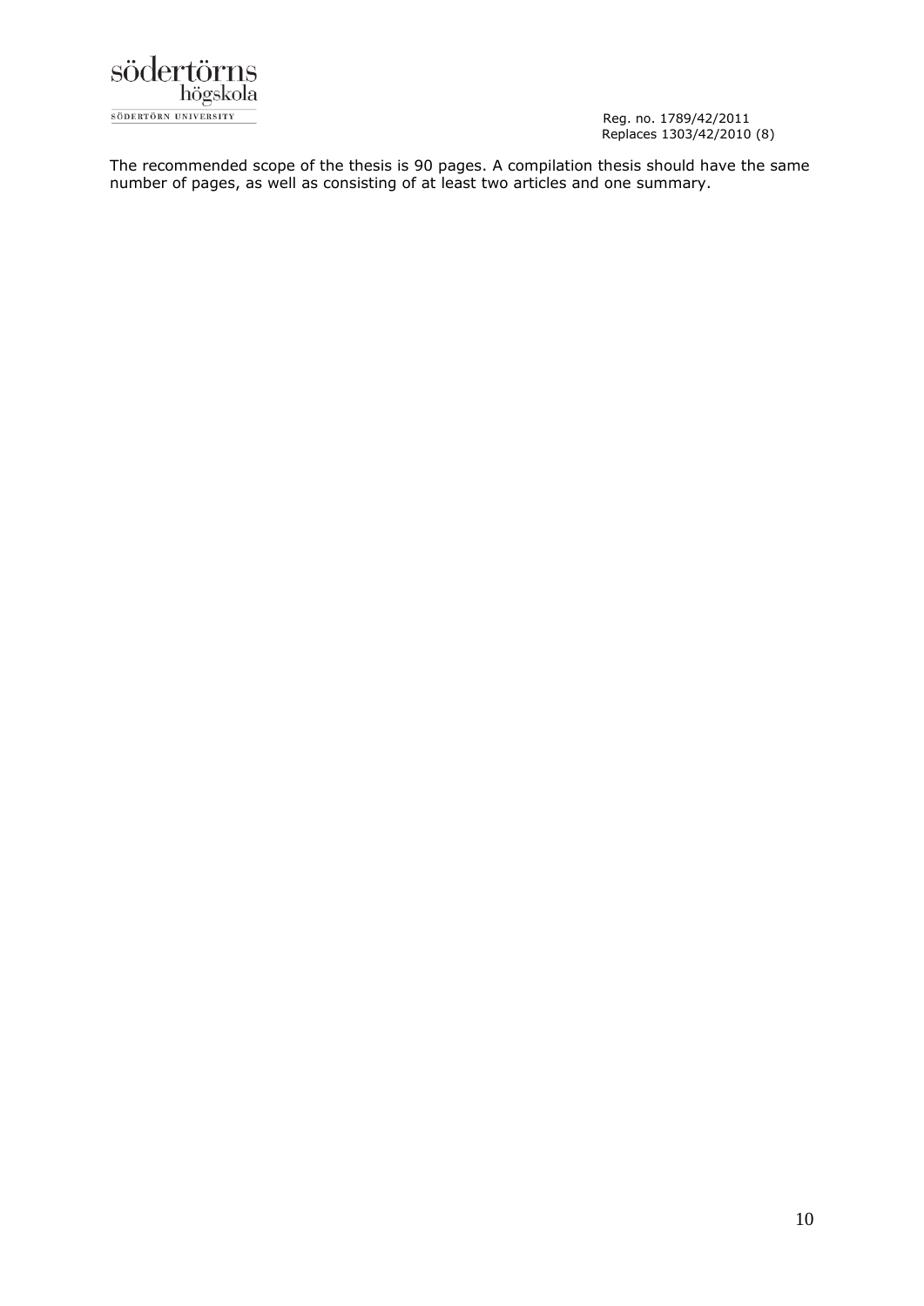The recommended scope of the thesis is 90 pages. A compilation thesis should have the same number of pages, as well as consisting of at least two articles and one summary.